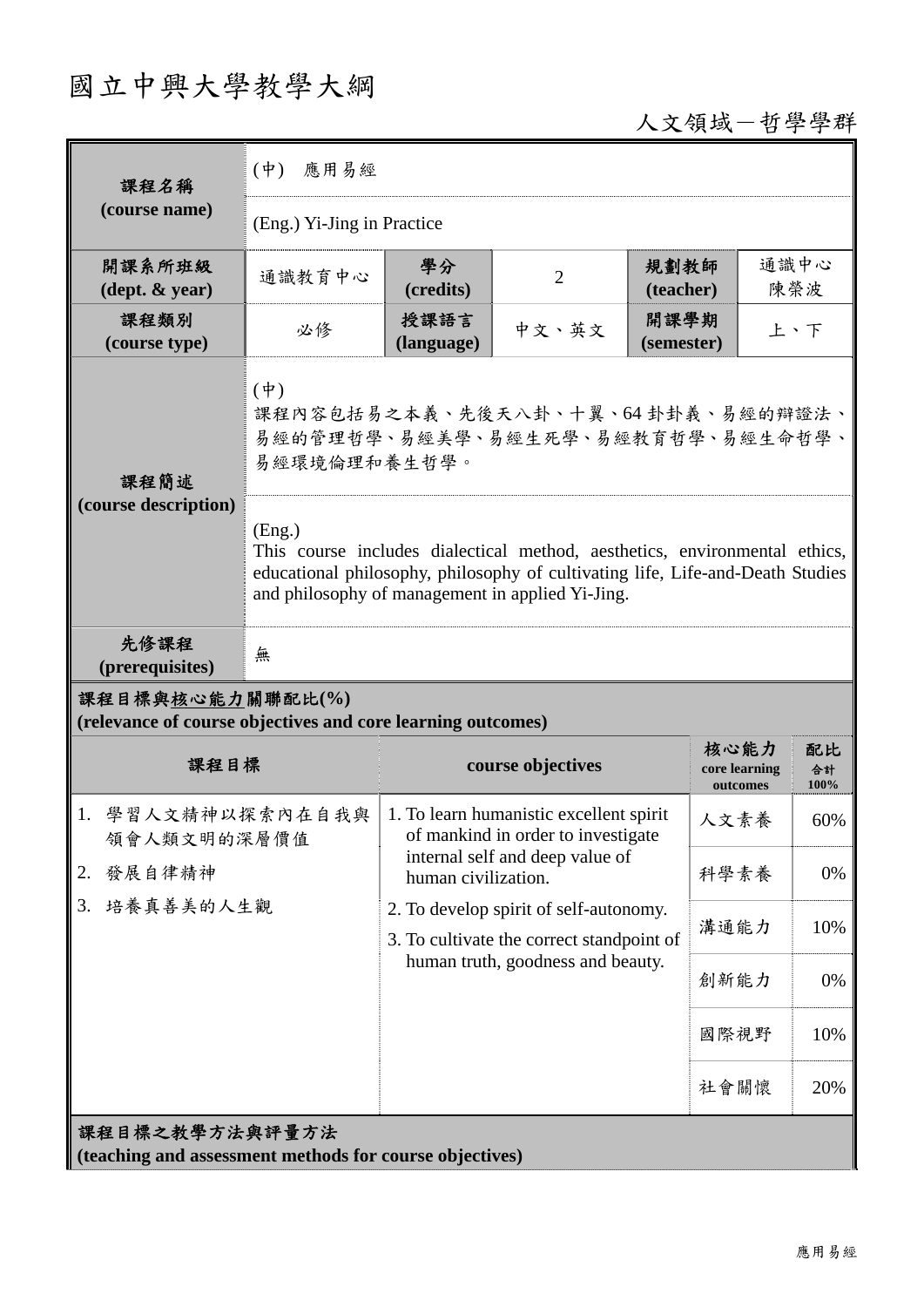# 國立中興大學教學大綱

人文領域－哲學學群

| 課程名稱 (course name) | (中) 應用易經 | | | | |
|---|---|---|---|---|---|
| | (Eng.) Yi-Jing in Practice | | | | |
| 開課系所班級 (dept. & year) | 通識教育中心 | 學分 (credits) | 2 | 規劃教師 (teacher) | 通識中心 陳榮波 |
| 課程類別 (course type) | 必修 | 授課語言 (language) | 中文、英文 | 開課學期 (semester) | 上、下 |
| 課程簡述 (course description) | (中)<br>課程內容包括易之本義、先後天八卦、十翼、64卦卦義、易經的辯證法、易經的管理哲學、易經美學、易經生死學、易經教育哲學、易經生命哲學、易經環境倫理和養生哲學。 | | | | |
| | (Eng.)<br>This course includes dialectical method, aesthetics, environmental ethics, educational philosophy, philosophy of cultivating life, Life-and-Death Studies and philosophy of management in applied Yi-Jing. | | | | |
| 先修課程 (prerequisites) | 無 | | | | |

**課程目標與核心能力關聯配比(%)**
**(relevance of course objectives and core learning outcomes)**

| 課程目標 | course objectives | 核心能力 core learning outcomes | 配比 合計 100% |
|---|---|---|---|
| 1. 學習人文精神以探索內在自我與領會人類文明的深層價值<br>2. 發展自律精神<br>3. 培養真善美的人生觀 | 1. To learn humanistic excellent spirit of mankind in order to investigate internal self and deep value of human civilization.<br>2. To develop spirit of self-autonomy.<br>3. To cultivate the correct standpoint of human truth, goodness and beauty. | 人文素養 | 60% |
| | | 科學素養 | 0% |
| | | 溝通能力 | 10% |
| | | 創新能力 | 0% |
| | | 國際視野 | 10% |
| | | 社會關懷 | 20% |

**課程目標之教學方法與評量方法**
**(teaching and assessment methods for course objectives)**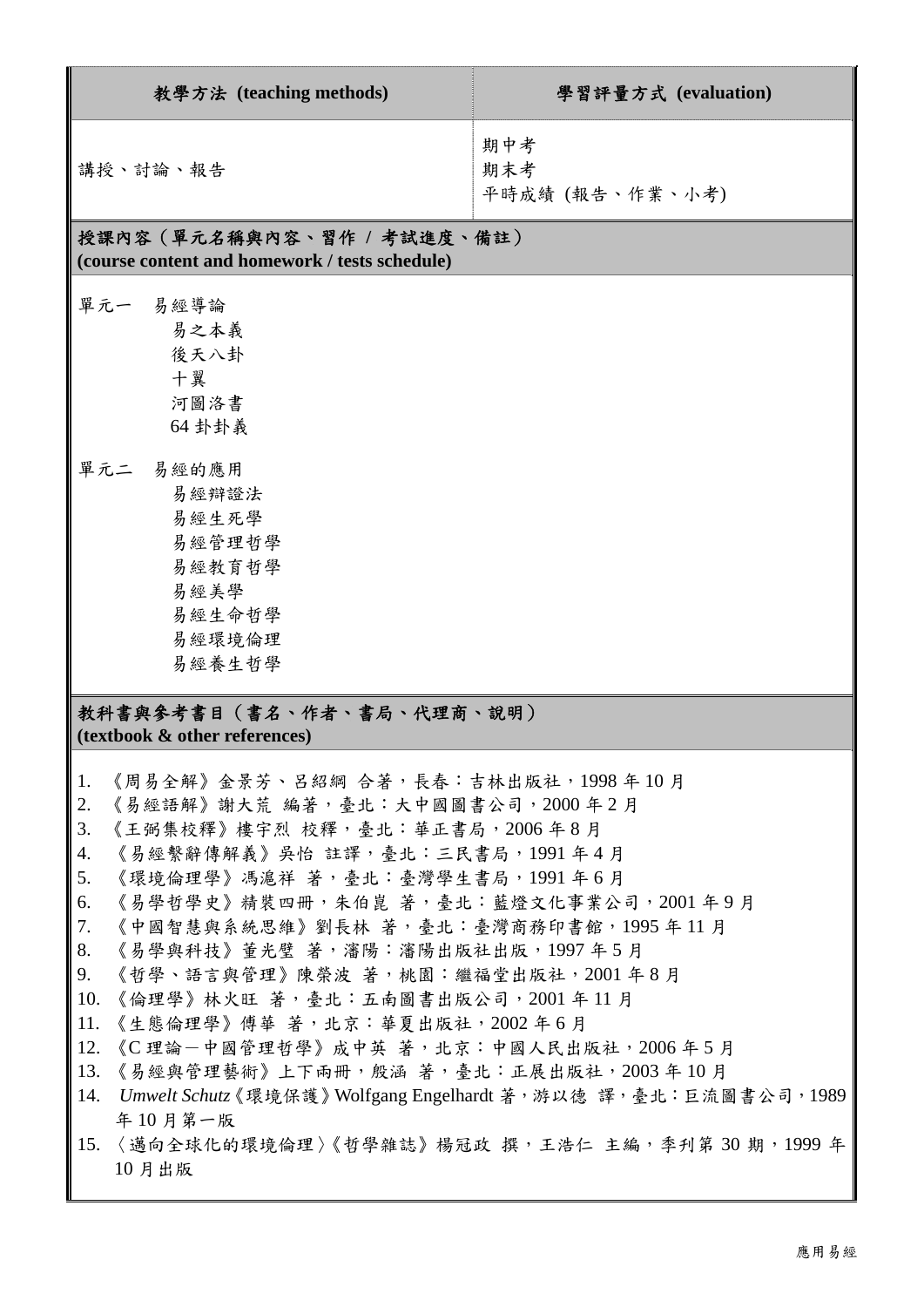| 教學方法 (teaching methods) | 學習評量方式 (evaluation) |
|---|---|
| 講授、討論、報告 | 期中考<br>期末考<br>平時成績 (報告、作業、小考) |

**授課內容（單元名稱與內容、習作 / 考試進度、備註）**
**(course content and homework / tests schedule)**

單元一　易經導論
- 易之本義
- 後天八卦
- 十翼
- 河圖洛書
- 64 卦卦義

單元二　易經的應用
- 易經辯證法
- 易經生死學
- 易經管理哲學
- 易經教育哲學
- 易經美學
- 易經生命哲學
- 易經環境倫理
- 易經養生哲學

**教科書與參考書目（書名、作者、書局、代理商、說明）**
**(textbook & other references)**

1. 《周易全解》金景芳、呂紹綱 合著，長春：吉林出版社，1998 年 10 月
2. 《易經語解》謝大荒 編著，臺北：大中國圖書公司，2000 年 2 月
3. 《王弼集校釋》樓宇烈 校釋，臺北：華正書局，2006 年 8 月
4. 《易經繫辭傳解義》吳怡 註譯，臺北：三民書局，1991 年 4 月
5. 《環境倫理學》馮滬祥 著，臺北：臺灣學生書局，1991 年 6 月
6. 《易學哲學史》精裝四冊，朱伯崑 著，臺北：藍燈文化事業公司，2001 年 9 月
7. 《中國智慧與系統思維》劉長林 著，臺北：臺灣商務印書館，1995 年 11 月
8. 《易學與科技》董光璧 著，瀋陽：瀋陽出版社出版，1997 年 5 月
9. 《哲學、語言與管理》陳榮波 著，桃園：繼福堂出版社，2001 年 8 月
10. 《倫理學》林火旺 著，臺北：五南圖書出版公司，2001 年 11 月
11. 《生態倫理學》傅華 著，北京：華夏出版社，2002 年 6 月
12. 《C 理論－中國管理哲學》成中英 著，北京：中國人民出版社，2006 年 5 月
13. 《易經與管理藝術》上下兩冊，殷涵 著，臺北：正展出版社，2003 年 10 月
14. *Umwelt Schutz*《環境保護》Wolfgang Engelhardt 著，游以德 譯，臺北：巨流圖書公司，1989 年 10 月第一版
15. 〈邁向全球化的環境倫理〉《哲學雜誌》楊冠政 撰，王浩仁 主編，季刊第 30 期，1999 年 10 月出版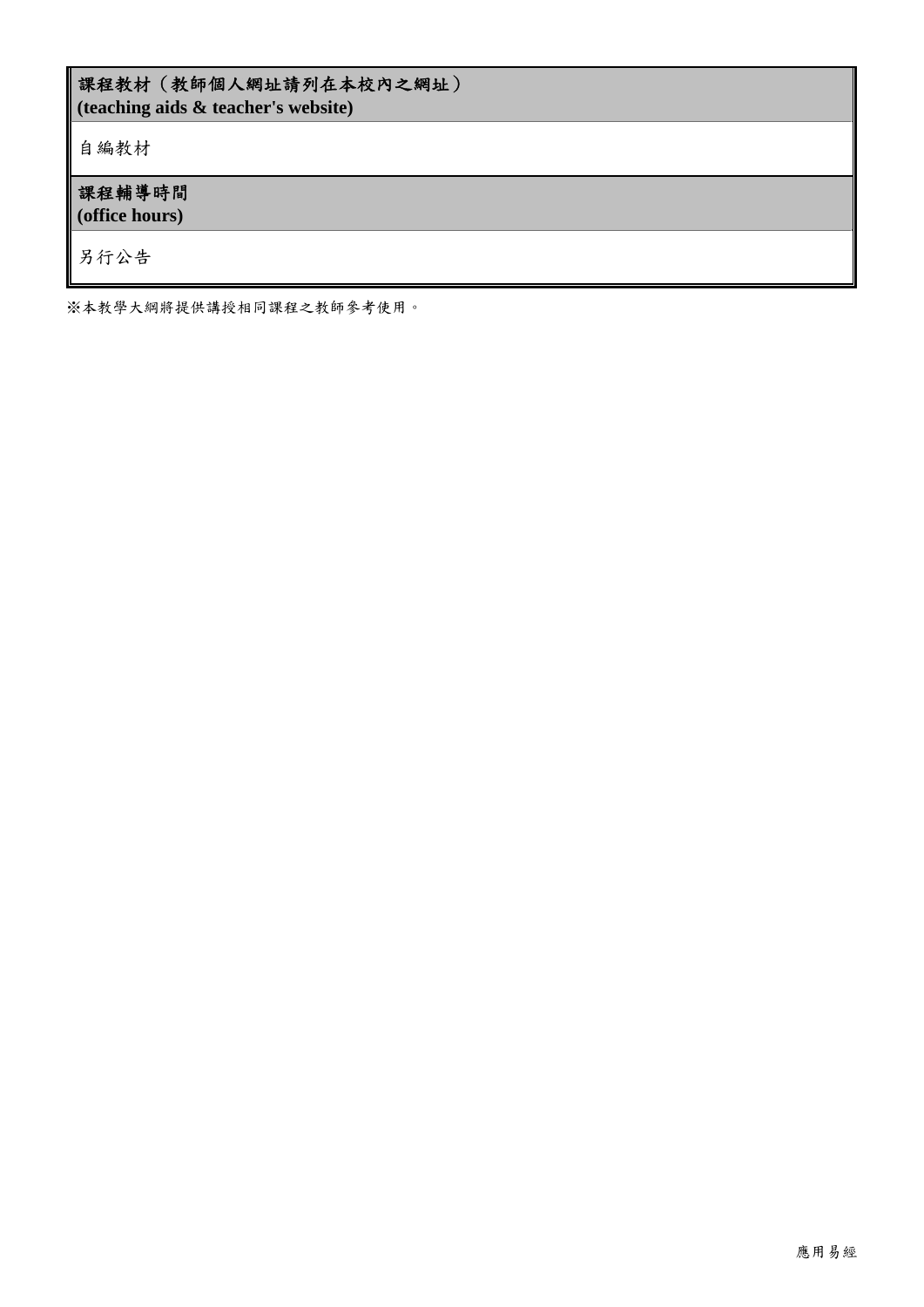| 課程教材（教師個人網址請列在本校內之網址）<br>**(teaching aids & teacher's website)** |
| --- |
| 自編教材 |
| **課程輔導時間**<br>**(office hours)** |
| 另行公告 |

※本教學大綱將提供講授相同課程之教師參考使用。